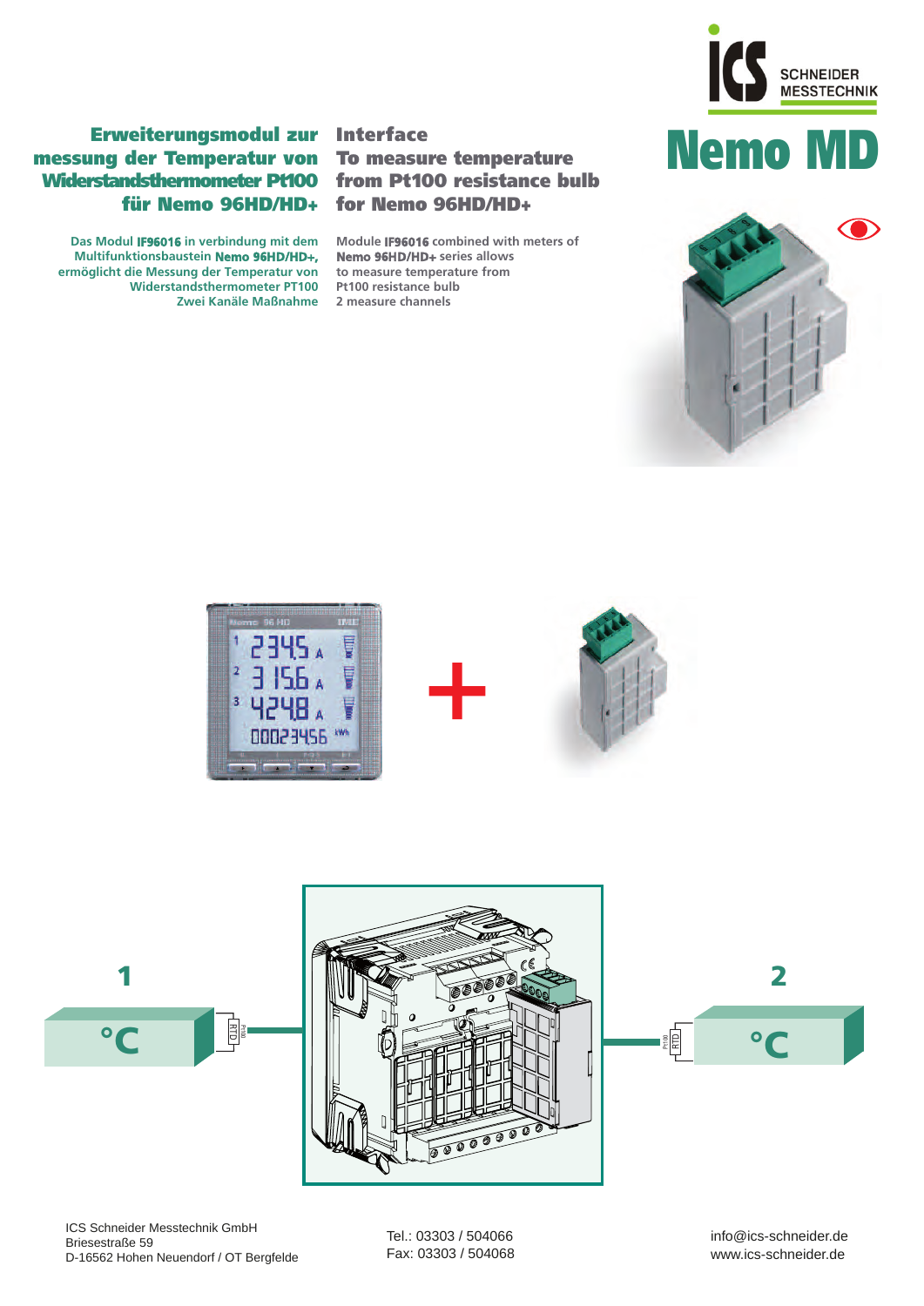ICS SCHNEIDER MESSTECHNIK

# Nemo MD

## Erweiterungsmodul zur messung der Temperatur von Widerstandsthermometer Pt100 für Nemo 96HD/HD+

Das Modul **IF96016** in verbindung mit dem Multifunktionsbaustein **Nemo 96HD/HD+**, ermöglicht die Messung der Temperatur von Widerstandsthermometer PT100
Zwei Kanäle Maßnahme

## Interface To measure temperature from Pt100 resistance bulb for Nemo 96HD/HD+

Module **IF96016** combined with meters of **Nemo 96HD/HD+** series allows to measure temperature from Pt100 resistance bulb
2 measure channels

ICS Schneider Messtechnik GmbH
Briesestraße 59
D-16562 Hohen Neuendorf / OT Bergfelde

Tel.: 03303 / 504066
Fax: 03303 / 504068

info@ics-schneider.de
www.ics-schneider.de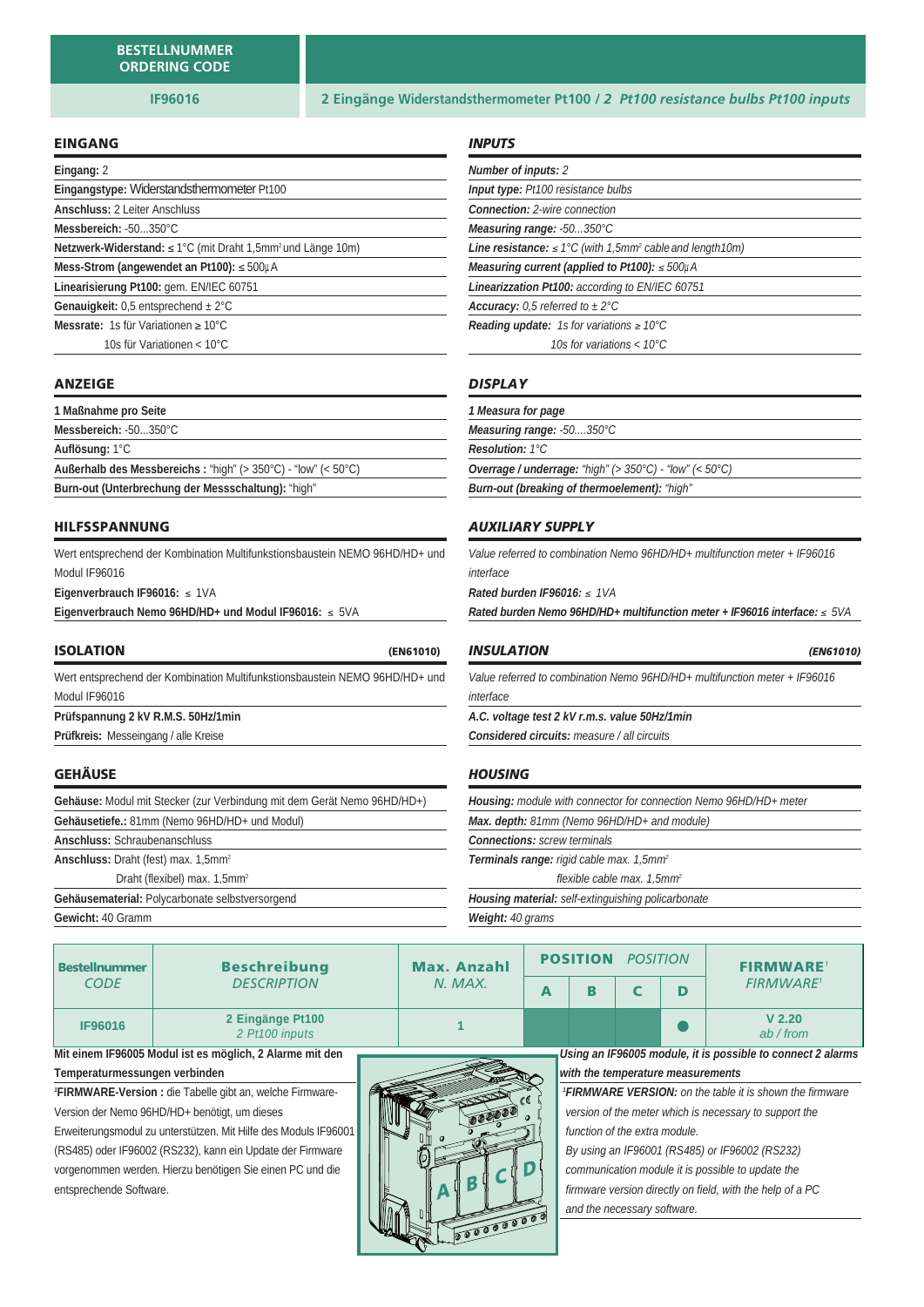| BESTELLNUMMER ORDERING CODE | |
|---|---|
| **IF96016** | **2 Eingänge Widerstandsthermometer Pt100 /** ***2 Pt100 resistance bulbs Pt100 inputs*** |

## EINGANG

**Eingang:** 2

**Eingangstype:** Widerstandsthermometer Pt100

**Anschluss:** 2 Leiter Anschluss

**Messbereich:** -50...350°C

**Netzwerk-Widerstand:** ≤ 1°C (mit Draht 1,5mm² und Länge 10m)

**Mess-Strom (angewendet an Pt100):** ≤ 500µA

**Linearisierung Pt100:** gem. EN/IEC 60751

**Genauigkeit:** 0,5 entsprechend ± 2°C

**Messrate:** 1s für Variationen ≥ 10°C
10s für Variationen < 10°C

## *INPUTS*

***Number of inputs:*** *2*

***Input type:*** *Pt100 resistance bulbs*

***Connection:*** *2-wire connection*

***Measuring range:*** *-50...350°C*

***Line resistance:*** *≤ 1°C (with 1,5mm² cable and length10m)*

***Measuring current (applied to Pt100):*** *≤ 500µA*

***Linearizzation Pt100:*** *according to EN/IEC 60751*

***Accuracy:*** *0,5 referred to ± 2°C*

***Reading update:*** *1s for variations ≥ 10°C*
*10s for variations < 10°C*

## ANZEIGE

**1 Maßnahme pro Seite**

**Messbereich:** -50...350°C

**Auflösung:** 1°C

**Außerhalb des Messbereichs :** "high" (> 350°C) - "low" (< 50°C)

**Burn-out (Unterbrechung der Messschaltung):** "high"

## *DISPLAY*

***1 Measura for page***

***Measuring range:*** *-50....350°C*

***Resolution:*** *1°C*

***Overrage / underrage:*** *"high" (> 350°C) - "low" (< 50°C)*

***Burn-out (breaking of thermoelement):*** *"high"*

## HILFSSPANNUNG

Wert entsprechend der Kombination Multifunktionsbaustein NEMO 96HD/HD+ und Modul IF96016

**Eigenverbrauch IF96016:** ≤ 1VA

**Eigenverbrauch Nemo 96HD/HD+ und Modul IF96016:** ≤ 5VA

## *AUXILIARY SUPPLY*

*Value referred to combination Nemo 96HD/HD+ multifunction meter + IF96016 interface*

***Rated burden IF96016:*** *≤ 1VA*

***Rated burden Nemo 96HD/HD+ multifunction meter + IF96016 interface:*** *≤ 5VA*

## ISOLATION (EN61010)

Wert entsprechend der Kombination Multifunktionsbaustein NEMO 96HD/HD+ und Modul IF96016

**Prüfspannung 2 kV R.M.S. 50Hz/1min**

**Prüfkreis:** Messeingang / alle Kreise

## *INSULATION (EN61010)*

*Value referred to combination Nemo 96HD/HD+ multifunction meter + IF96016 interface*

***A.C. voltage test 2 kV r.m.s. value 50Hz/1min***

***Considered circuits:*** *measure / all circuits*

## GEHÄUSE

**Gehäuse:** Modul mit Stecker (zur Verbindung mit dem Gerät Nemo 96HD/HD+)

**Gehäusetiefe.:** 81mm (Nemo 96HD/HD+ und Modul)

**Anschluss:** Schraubenanschluss

**Anschluss:** Draht (fest) max. 1,5mm²
Draht (flexibel) max. 1,5mm²

**Gehäusematerial:** Polycarbonate selbstversorgend

**Gewicht:** 40 Gramm

## *HOUSING*

***Housing:*** *module with connector for connection Nemo 96HD/HD+ meter*

***Max. depth:*** *81mm (Nemo 96HD/HD+ and module)*

***Connections:*** *screw terminals*

***Terminals range:*** *rigid cable max. 1,5mm²*
*flexible cable max. 1,5mm²*

***Housing material:*** *self-extinguishing policarbonate*

***Weight:*** *40 grams*

| Bestellnummer *CODE* | Beschreibung *DESCRIPTION* | Max. Anzahl *N. MAX.* | POSITION *POSITION* | | | | FIRMWARE[1] *FIRMWARE[1]* |
|---|---|---|---|---|---|---|---|
| | | | A | B | C | D | |
| IF96016 | 2 Eingänge Pt100 *2 Pt100 inputs* | 1 | | | | ● | V 2.20 *ab / from* |

**Mit einem IF96005 Modul ist es möglich, 2 Alarme mit den Temperaturmessungen verbinden**

[1]**FIRMWARE-Version :** die Tabelle gibt an, welche Firmware-Version der Nemo 96HD/HD+ benötigt, um dieses Erweiterungsmodul zu unterstützen. Mit Hilfe des Moduls IF96001 (RS485) oder IF96002 (RS232), kann ein Update der Firmware vorgenommen werden. Hierzu benötigen Sie einen PC und die entsprechende Software.

***Using an IF96005 module, it is possible to connect 2 alarms with the temperature measurements***

[1]***FIRMWARE VERSION:*** *on the table it is shown the firmware version of the meter which is necessary to support the function of the extra module.*
*By using an IF96001 (RS485) or IF96002 (RS232) communication module it is possible to update the firmware version directly on field, with the help of a PC and the necessary software.*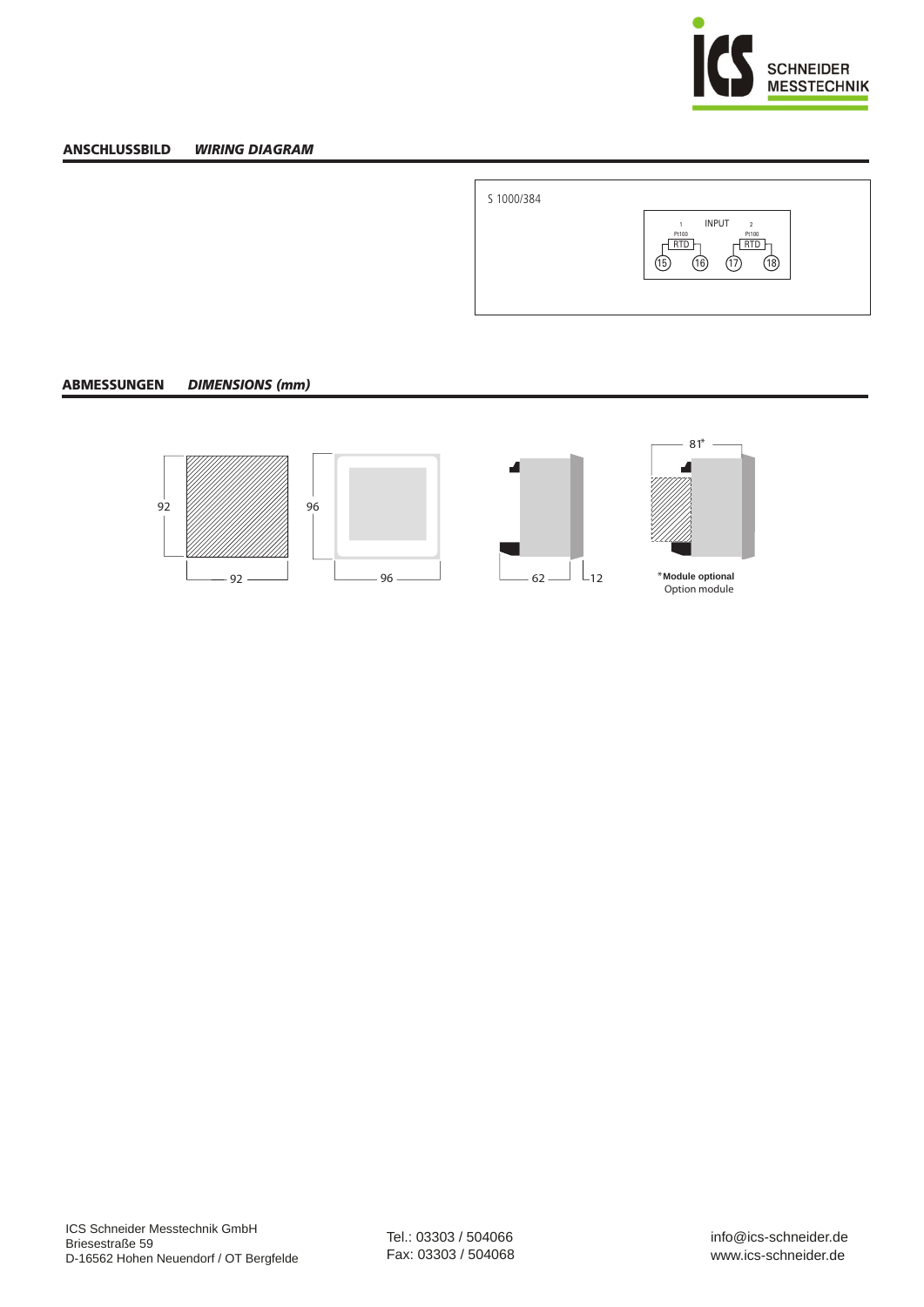## ANSCHLUSSBILD *WIRING DIAGRAM*

S 1000/384

INPUT

1 Pt100 RTD

2 Pt100 RTD

15 16 17 18

## ABMESSUNGEN *DIMENSIONS (mm)*

92

92

96

96

62

12

81*

***Module optional**

Option module

ICS Schneider Messtechnik GmbH
Briesestraße 59
D-16562 Hohen Neuendorf / OT Bergfelde

Tel.: 03303 / 504066
Fax: 03303 / 504068

info@ics-schneider.de
www.ics-schneider.de